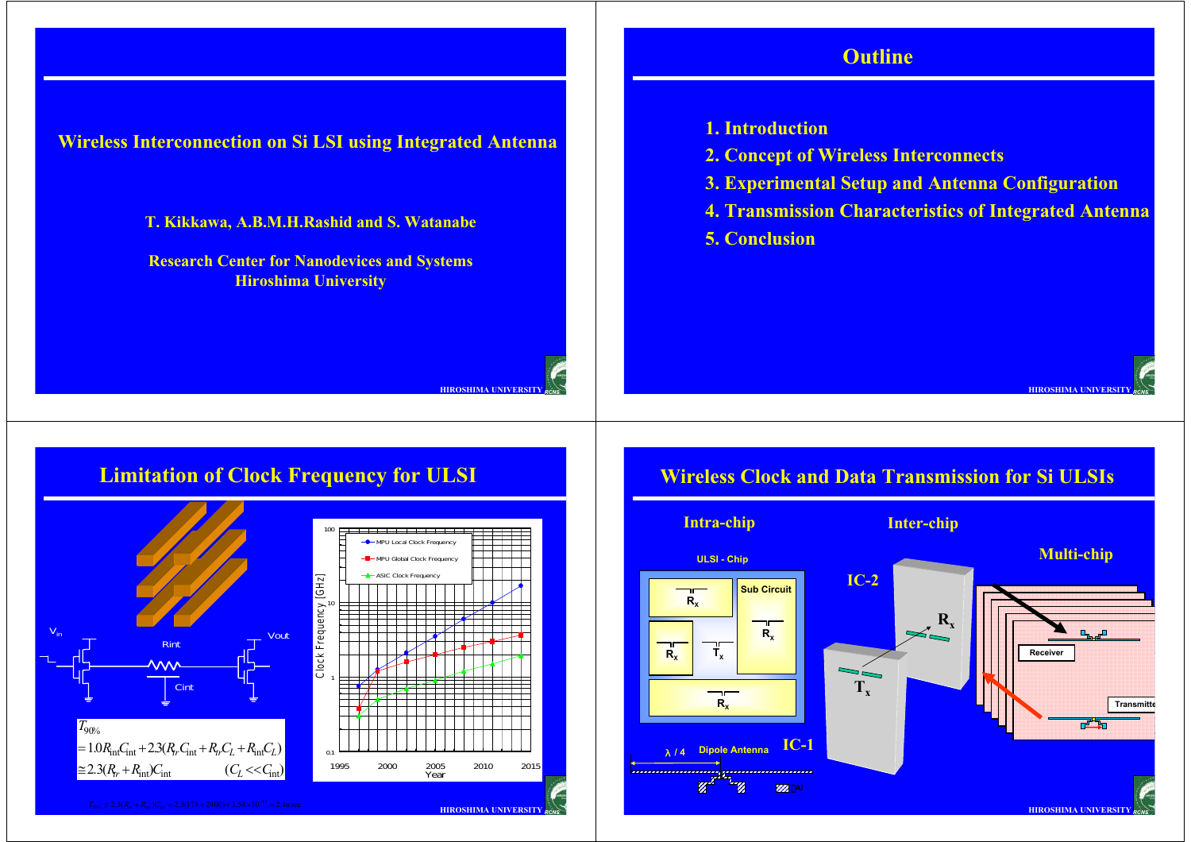# Wireless Interconnection on Si LSI using Integrated Antenna

T. Kikkawa, A.B.M.H.Rashid and S. Watanabe

Research Center for Nanodevices and Systems
Hiroshima University

## Outline

1. Introduction
2. Concept of Wireless Interconnects
3. Experimental Setup and Antenna Configuration
4. Transmission Characteristics of Integrated Antenna
5. Conclusion

## Limitation of Clock Frequency for ULSI

$V_{in}$ Rint Cint Vout

$$T_{90\%} = 1.0 R_{int} C_{int} + 2.3 (R_{tr} C_{int} + R_{tr} C_L + R_{int} C_L)$$

$$\cong 2.3 (R_{tr} + R_{int}) C_{int} \qquad (C_L << C_{int})$$

- MPU Local Clock Frequency
- MPU Global Clock Frequency
- ASIC Clock Frequency

Clock Frequency [GHz] vs. Year (1995–2015)

## Wireless Clock and Data Transmission for Si ULSIs

Intra-chip — ULSI - Chip: Sub Circuit, $R_x$, $T_x$; $\lambda / 4$ Dipole Antenna; CAI

Inter-chip — IC-1 ($T_x$), IC-2 ($R_x$)

Multi-chip — Receiver, Transmitter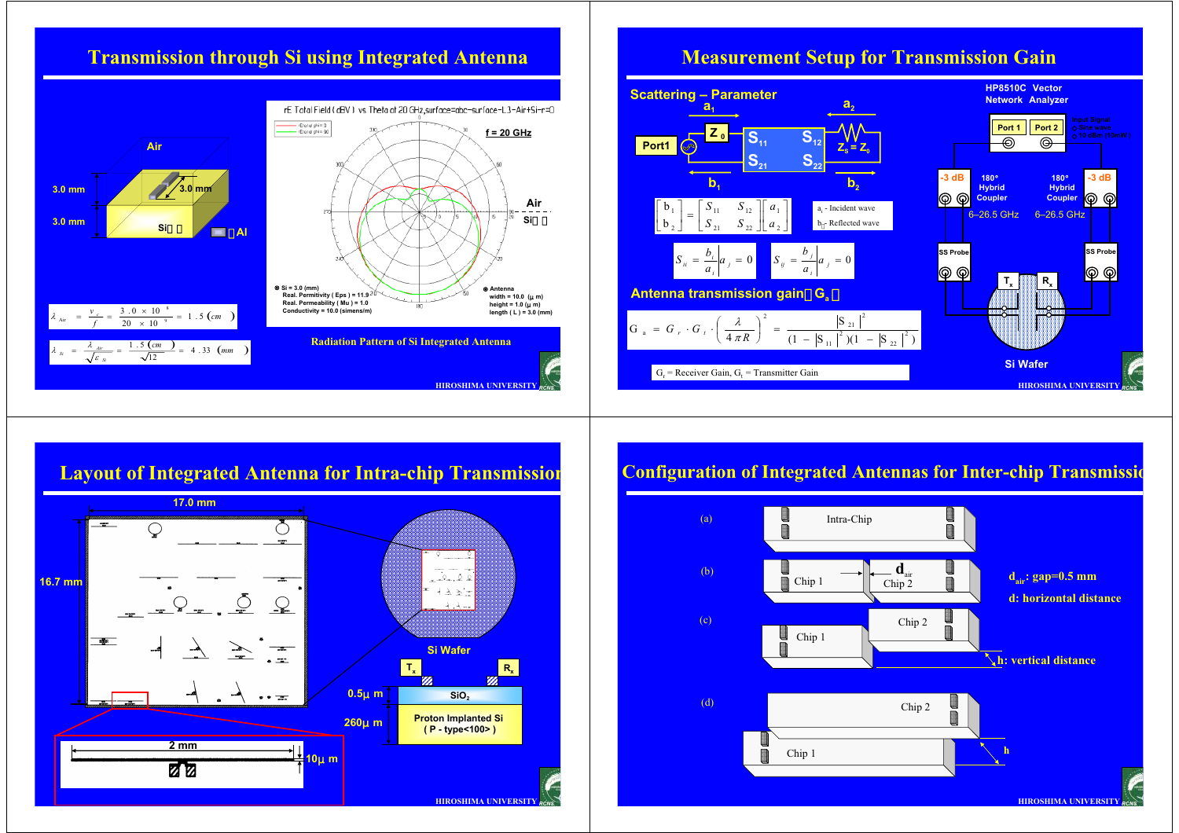# Transmission through Si using Integrated Antenna

Air

3.0 mm

3.0 mm

3.0 mm

Si

Al

$$\lambda_{Air} = \frac{v_c}{f} = \frac{3.0 \times 10^8}{20 \times 10^9} = 1.5\,(cm)$$

$$\lambda_{Si} = \frac{\lambda_{Air}}{\sqrt{\varepsilon_{Si}}} = \frac{1.5\,(cm)}{\sqrt{12}} = 4.33\,(mm)$$

rE Total Field (dBV) vs Theta at 20 GHz, surface=abc-surface-L3-Air+Si-r=0

f = 20 GHz

Air

Si

Si = 3.0 (mm)
Real. Permitivity ( Eps ) = 11.9
Real. Permeability ( Mu ) = 1.0
Conductivity = 10.0 (simens/m)

Antenna
width = 10.0 (μ m)
height = 1.0 (μ m)
length ( L ) = 3.0 (mm)

Radiation Pattern of Si Integrated Antenna

HIROSHIMA UNIVERSITY

# Measurement Setup for Transmission Gain

Scattering – Parameter

$a_1$, $a_2$, $b_1$, $b_2$, Port1, $Z_0$, $S_{11}$, $S_{12}$, $S_{21}$, $S_{22}$, $Z_s = Z_0$

$$\begin{bmatrix} b_1 \\ b_2 \end{bmatrix} = \begin{bmatrix} S_{11} & S_{12} \\ S_{21} & S_{22} \end{bmatrix} \begin{bmatrix} a_1 \\ a_2 \end{bmatrix}$$

$a_i$ - Incident wave
$b_i$ - Reflected wave

$$S_{ii} = \frac{b_i}{a_i}\Big|_{a_j = 0} \qquad S_{ij} = \frac{b_j}{a_i}\Big|_{a_j = 0}$$

Antenna transmission gain（$G_a$）

$$G_a = G_r \cdot G_t \cdot \left(\frac{\lambda}{4\pi R}\right)^2 = \frac{|S_{21}|^2}{(1 - |S_{11}|^2)(1 - |S_{22}|^2)}$$

$G_r$ = Receiver Gain, $G_t$ = Transmitter Gain

HP8510C Vector Network Analyzer

Port 1, Port 2

Input Signal: sine wave, 10 dBm (10mW)

-3 dB, 180° Hybrid Coupler, 6–26.5 GHz

-3 dB, 180° Hybrid Coupler, 6–26.5 GHz

SS Probe, SS Probe

$T_x$, $R_x$

Si Wafer

HIROSHIMA UNIVERSITY

# Layout of Integrated Antenna for Intra-chip Transmission

17.0 mm

16.7 mm

2 mm

10μ m

Si Wafer

$T_x$, $R_x$

0.5μ m — $SiO_2$

260μ m — Proton Implanted Si ( P - type<100> )

HIROSHIMA UNIVERSITY

# Configuration of Integrated Antennas for Inter-chip Transmission

(a) Intra-Chip

(b) Chip 1, Chip 2, $d_{air}$

(c) Chip 1, Chip 2

(d) Chip 1, Chip 2, h

$d_{air}$: gap=0.5 mm

d: horizontal distance

h: vertical distance

HIROSHIMA UNIVERSITY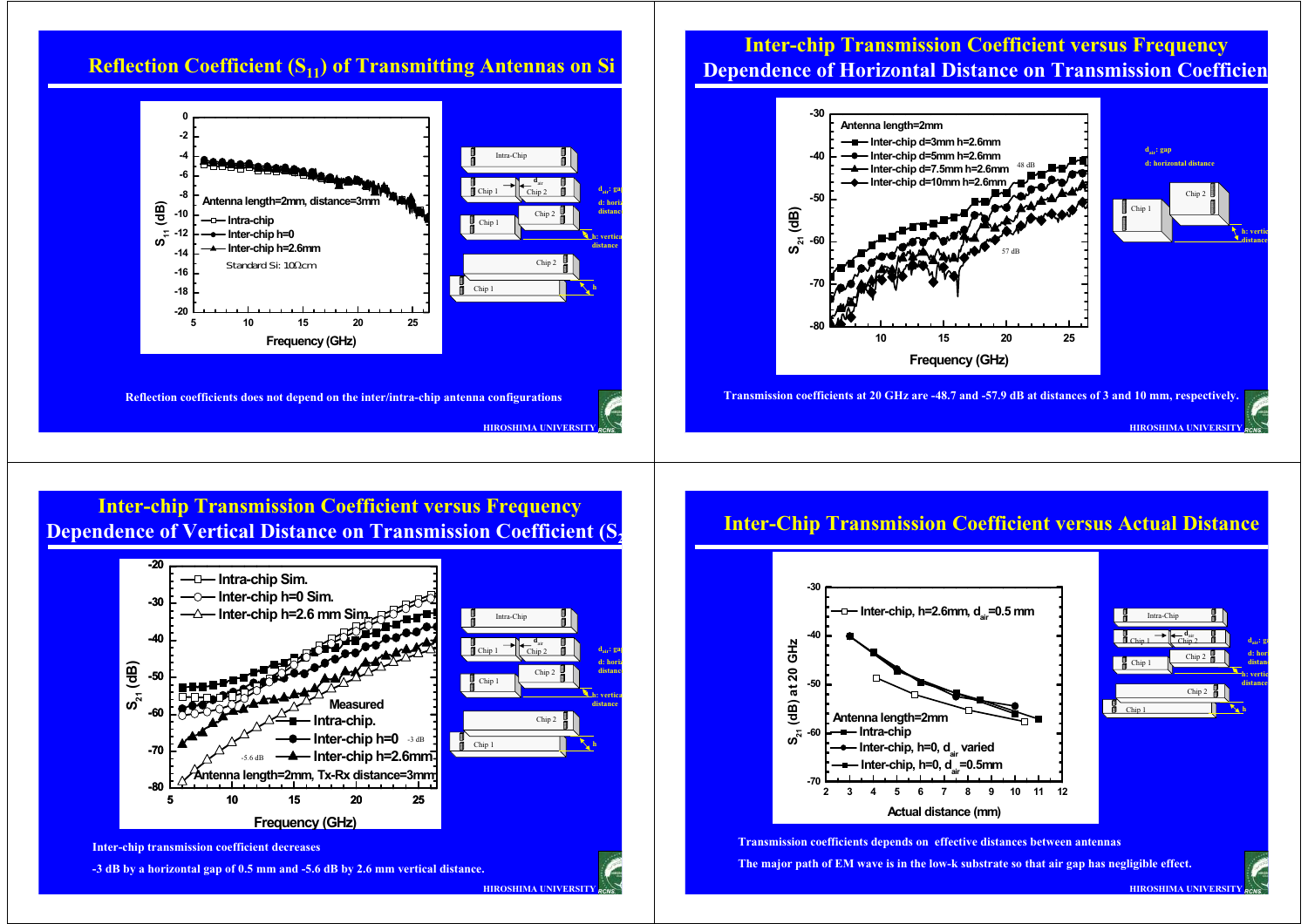## Reflection Coefficient ($S_{11}$) of Transmitting Antennas on Si

Reflection coefficients does not depend on the inter/intra-chip antenna configurations

## Inter-chip Transmission Coefficient versus Frequency
### Dependence of Horizontal Distance on Transmission Coefficient

Transmission coefficients at 20 GHz are -48.7 and -57.9 dB at distances of 3 and 10 mm, respectively.

## Inter-chip Transmission Coefficient versus Frequency
### Dependence of Vertical Distance on Transmission Coefficient ($S_{21}$)

Inter-chip transmission coefficient decreases

-3 dB by a horizontal gap of 0.5 mm and -5.6 dB by 2.6 mm vertical distance.

## Inter-Chip Transmission Coefficient versus Actual Distance

Transmission coefficients depends on effective distances between antennas

The major path of EM wave is in the low-k substrate so that air gap has negligible effect.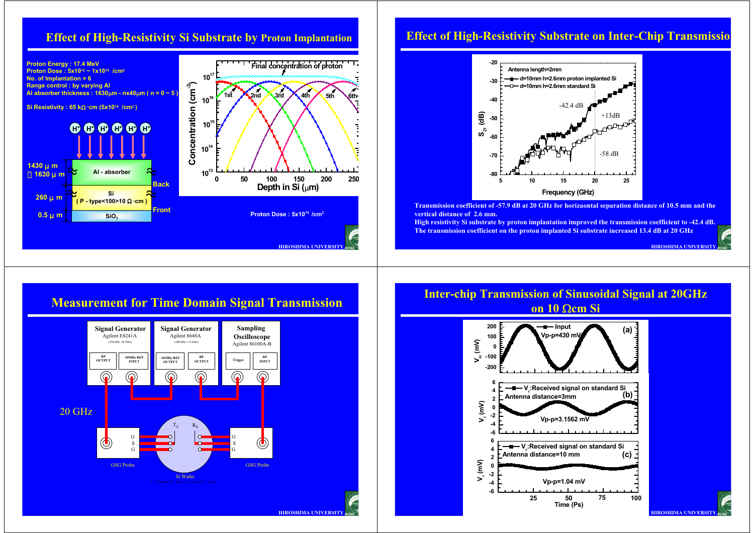## Effect of High-Resistivity Si Substrate by Proton Implantation

- Proton Energy : 17.4 MeV
- Proton Dose : $5\times10^{12}$ ~ $1\times10^{15}$ /cm$^2$
- No. of Implantation = 6
- Range control : by varying Al
- Al absorber thickness : 1630μm - nx40μm ( n = 0 ~ 5 )

Si Resistivity : 65 kΩ·cm ($5\times10^{14}$ /cm$^2$ )

1430 μm ~ 1630 μm — Al - absorber
260 μm — Si ( P - type<100>10 Ω·cm ) — Back / Front
0.5 μm — $SiO_2$

Final concentration of proton; 1st, 2nd, 3rd, 4th, 5th, 6th
Concentration (cm$^{-3}$) vs. Depth in Si (μm)

Proton Dose : $5\times10^{14}$ /cm$^2$

## Effect of High-Resistivity Substrate on Inter-Chip Transmission

Antenna length=2mm
- d=10mm h=2.6mm proton implanted Si
- d=10mm h=2.6mm standard Si

-42.4 dB; +13dB; -58 dB
$S_{21}$ (dB) vs. Frequency (GHz)

Transmission coefficient of -57.9 dB at 20 GHz for horizaontal separation distance of 10.5 mm and the vertical distance of 2.6 mm.
High resistivity Si substrate by proton implantation improved the transmission coefficient to -42.4 dB.
The transmission coefficient on the proton implanted Si substrate increased 13.4 dB at 20 GHz

## Measurement for Time Domain Signal Transmission

- Signal Generator — Agilent E8241A (250 kHz–20 GHz) — RF OUTPUT, 10MHz REF INPUT
- Signal Generator — Agilent 8648A (100 kHz–1.0 GHz) — 10MHz REF OUTPUT, RF OUTPUT
- Sampling Oscilloscope — Agilent 86100A-B — Trigger, RF INPUT

20 GHz

GSG Probe — $T_X$ — Si Wafer — $R_X$ — GSG Probe

## Inter-chip Transmission of Sinusoidal Signal at 20GHz on 10 Ωcm Si

(a) Input, Vp-p=430 mV — $V_{in}$ (mV)

(b) $V_r$:Received signal on standard Si, Antenna distance=3mm, Vp-p=3.1562 mV — $V_r$ (mV)

(c) $V_r$:Received signal on standard Si, Antenna distance=10 mm, Vp-p=1.04 mV — $V_r$ (mV)

Time (Ps)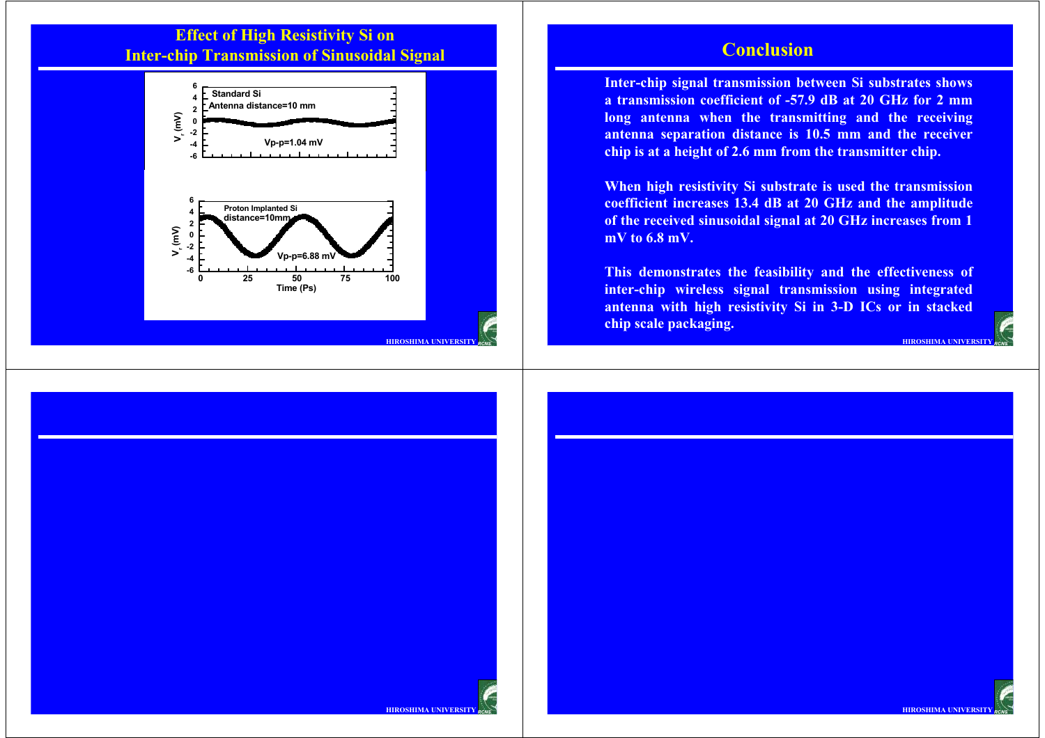## Effect of High Resistivity Si on Inter-chip Transmission of Sinusoidal Signal

Standard Si
Antenna distance=10 mm
Vp-p=1.04 mV
$V_r$ (mV)
6
4
2
0
-2
-4
-6

Proton Implanted Si
distance=10mm
Vp-p=6.88 mV
$V_r$ (mV)
6
4
2
0
-2
-4
-6
0
25
50
75
100
Time (Ps)

## Conclusion

**Inter-chip signal transmission between Si substrates shows a transmission coefficient of -57.9 dB at 20 GHz for 2 mm long antenna when the transmitting and the receiving antenna separation distance is 10.5 mm and the receiver chip is at a height of 2.6 mm from the transmitter chip.**

**When high resistivity Si substrate is used the transmission coefficient increases 13.4 dB at 20 GHz and the amplitude of the received sinusoidal signal at 20 GHz increases from 1 mV to 6.8 mV.**

**This demonstrates the feasibility and the effectiveness of inter-chip wireless signal transmission using integrated antenna with high resistivity Si in 3-D ICs or in stacked chip scale packaging.**